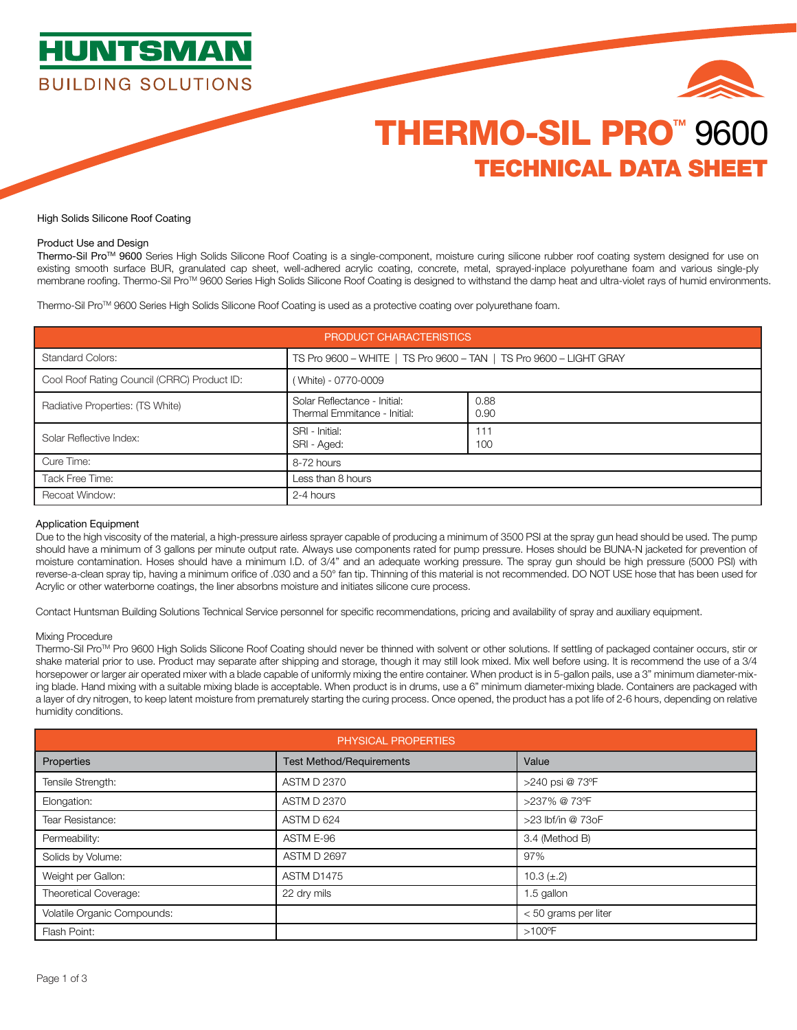# HUNTSMAN

BUILDING SOLUTIONS

# THERMO-SIL PRO™ 9600

## TECHNICAL DATA SHEET

High Solids Silicone Roof Coating

### Product Use and Design

Thermo-Sil Pro™ 9600 Series High Solids Silicone Roof Coating is a single-component, moisture curing silicone rubber roof coating system designed for use on existing smooth surface BUR, granulated cap sheet, well-adhered acrylic coating, concrete, metal, sprayed-inplace polyurethane foam and various single-ply membrane roofing. Thermo-Sil Pro™ 9600 Series High Solids Silicone Roof Coating is designed to withstand the damp heat and ultra-violet rays of humid environments.

Thermo-Sil Pro™ 9600 Series High Solids Silicone Roof Coating is used as a protective coating over polyurethane foam.

| PRODUCT CHARACTERISTICS | | |
|---|---|---|
| Standard Colors: | TS Pro 9600 – WHITE \| TS Pro 9600 – TAN \| TS Pro 9600 – LIGHT GRAY | |
| Cool Roof Rating Council (CRRC) Product ID: | ( White) - 0770-0009 | |
| Radiative Properties: (TS White) | Solar Reflectance - Initial:<br>Thermal Emmitance - Initial: | 0.88<br>0.90 |
| Solar Reflective Index: | SRI - Initial:<br>SRI - Aged: | 111<br>100 |
| Cure Time: | 8-72 hours | |
| Tack Free Time: | Less than 8 hours | |
| Recoat Window: | 2-4 hours | |

### Application Equipment

Due to the high viscosity of the material, a high-pressure airless sprayer capable of producing a minimum of 3500 PSI at the spray gun head should be used. The pump should have a minimum of 3 gallons per minute output rate. Always use components rated for pump pressure. Hoses should be BUNA-N jacketed for prevention of moisture contamination. Hoses should have a minimum I.D. of 3/4" and an adequate working pressure. The spray gun should be high pressure (5000 PSI) with reverse-a-clean spray tip, having a minimum orifice of .030 and a 50° fan tip. Thinning of this material is not recommended. DO NOT USE hose that has been used for Acrylic or other waterborne coatings, the liner absorbns moisture and initiates silicone cure process.

Contact Huntsman Building Solutions Technical Service personnel for specific recommendations, pricing and availability of spray and auxiliary equipment.

### Mixing Procedure

Thermo-Sil Pro™ Pro 9600 High Solids Silicone Roof Coating should never be thinned with solvent or other solutions. If settling of packaged container occurs, stir or shake material prior to use. Product may separate after shipping and storage, though it may still look mixed. Mix well before using. It is recommend the use of a 3/4 horsepower or larger air operated mixer with a blade capable of uniformly mixing the entire container. When product is in 5-gallon pails, use a 3" minimum diameter-mixing blade. Hand mixing with a suitable mixing blade is acceptable. When product is in drums, use a 6" minimum diameter-mixing blade. Containers are packaged with a layer of dry nitrogen, to keep latent moisture from prematurely starting the curing process. Once opened, the product has a pot life of 2-6 hours, depending on relative humidity conditions.

| PHYSICAL PROPERTIES | | |
|---|---|---|
| Properties | Test Method/Requirements | Value |
| Tensile Strength: | ASTM D 2370 | >240 psi @ 73ºF |
| Elongation: | ASTM D 2370 | >237% @ 73ºF |
| Tear Resistance: | ASTM D 624 | >23 lbf/in @ 73oF |
| Permeability: | ASTM E-96 | 3.4 (Method B) |
| Solids by Volume: | ASTM D 2697 | 97% |
| Weight per Gallon: | ASTM D1475 | 10.3 (±.2) |
| Theoretical Coverage: | 22 dry mils | 1.5 gallon |
| Volatile Organic Compounds: | | < 50 grams per liter |
| Flash Point: | | >100ºF |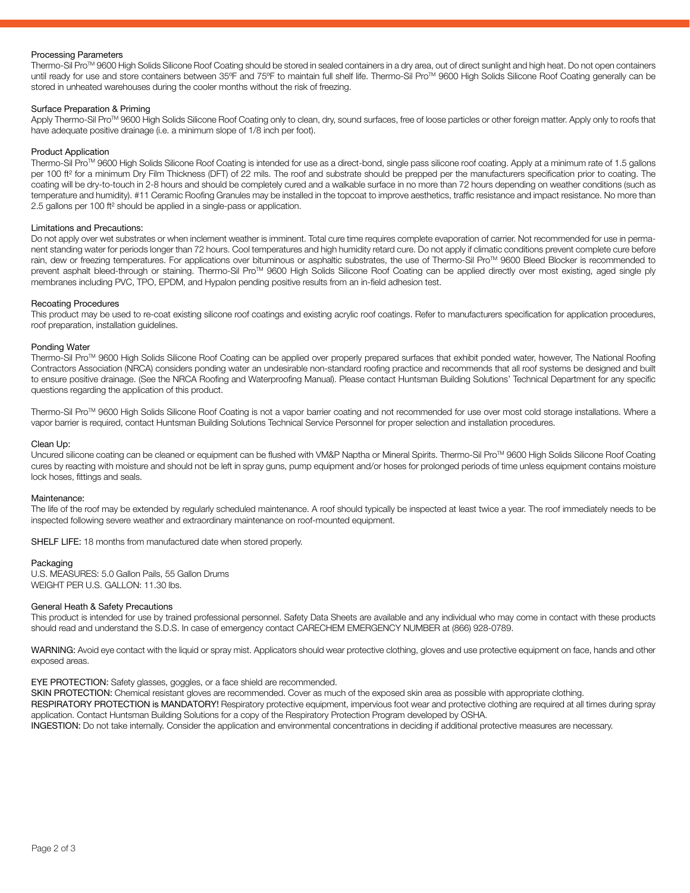## Processing Parameters

Thermo-Sil Pro™ 9600 High Solids Silicone Roof Coating should be stored in sealed containers in a dry area, out of direct sunlight and high heat. Do not open containers until ready for use and store containers between 35ºF and 75ºF to maintain full shelf life. Thermo-Sil Pro™ 9600 High Solids Silicone Roof Coating generally can be stored in unheated warehouses during the cooler months without the risk of freezing.

## Surface Preparation & Priming

Apply Thermo-Sil Pro™ 9600 High Solids Silicone Roof Coating only to clean, dry, sound surfaces, free of loose particles or other foreign matter. Apply only to roofs that have adequate positive drainage (i.e. a minimum slope of 1/8 inch per foot).

## Product Application

Thermo-Sil Pro™ 9600 High Solids Silicone Roof Coating is intended for use as a direct-bond, single pass silicone roof coating. Apply at a minimum rate of 1.5 gallons per 100 ft² for a minimum Dry Film Thickness (DFT) of 22 mils. The roof and substrate should be prepped per the manufacturers specification prior to coating. The coating will be dry-to-touch in 2-8 hours and should be completely cured and a walkable surface in no more than 72 hours depending on weather conditions (such as temperature and humidity). #11 Ceramic Roofing Granules may be installed in the topcoat to improve aesthetics, traffic resistance and impact resistance. No more than 2.5 gallons per 100 ft² should be applied in a single-pass or application.

## Limitations and Precautions:

Do not apply over wet substrates or when inclement weather is imminent. Total cure time requires complete evaporation of carrier. Not recommended for use in permanent standing water for periods longer than 72 hours. Cool temperatures and high humidity retard cure. Do not apply if climatic conditions prevent complete cure before rain, dew or freezing temperatures. For applications over bituminous or asphaltic substrates, the use of Thermo-Sil Pro™ 9600 Bleed Blocker is recommended to prevent asphalt bleed-through or staining. Thermo-Sil Pro™ 9600 High Solids Silicone Roof Coating can be applied directly over most existing, aged single ply membranes including PVC, TPO, EPDM, and Hypalon pending positive results from an in-field adhesion test.

## Recoating Procedures

This product may be used to re-coat existing silicone roof coatings and existing acrylic roof coatings. Refer to manufacturers specification for application procedures, roof preparation, installation guidelines.

## Ponding Water

Thermo-Sil Pro™ 9600 High Solids Silicone Roof Coating can be applied over properly prepared surfaces that exhibit ponded water, however, The National Roofing Contractors Association (NRCA) considers ponding water an undesirable non-standard roofing practice and recommends that all roof systems be designed and built to ensure positive drainage. (See the NRCA Roofing and Waterproofing Manual). Please contact Huntsman Building Solutions' Technical Department for any specific questions regarding the application of this product.

Thermo-Sil Pro™ 9600 High Solids Silicone Roof Coating is not a vapor barrier coating and not recommended for use over most cold storage installations. Where a vapor barrier is required, contact Huntsman Building Solutions Technical Service Personnel for proper selection and installation procedures.

## Clean Up:

Uncured silicone coating can be cleaned or equipment can be flushed with VM&P Naptha or Mineral Spirits. Thermo-Sil Pro™ 9600 High Solids Silicone Roof Coating cures by reacting with moisture and should not be left in spray guns, pump equipment and/or hoses for prolonged periods of time unless equipment contains moisture lock hoses, fittings and seals.

## Maintenance:

The life of the roof may be extended by regularly scheduled maintenance. A roof should typically be inspected at least twice a year. The roof immediately needs to be inspected following severe weather and extraordinary maintenance on roof-mounted equipment.

SHELF LIFE: 18 months from manufactured date when stored properly.

## Packaging

U.S. MEASURES: 5.0 Gallon Pails, 55 Gallon Drums
WEIGHT PER U.S. GALLON: 11.30 lbs.

## General Heath & Safety Precautions

This product is intended for use by trained professional personnel. Safety Data Sheets are available and any individual who may come in contact with these products should read and understand the S.D.S. In case of emergency contact CARECHEM EMERGENCY NUMBER at (866) 928-0789.

WARNING: Avoid eye contact with the liquid or spray mist. Applicators should wear protective clothing, gloves and use protective equipment on face, hands and other exposed areas.

EYE PROTECTION: Safety glasses, goggles, or a face shield are recommended.
SKIN PROTECTION: Chemical resistant gloves are recommended. Cover as much of the exposed skin area as possible with appropriate clothing.
RESPIRATORY PROTECTION is MANDATORY! Respiratory protective equipment, impervious foot wear and protective clothing are required at all times during spray application. Contact Huntsman Building Solutions for a copy of the Respiratory Protection Program developed by OSHA.
INGESTION: Do not take internally. Consider the application and environmental concentrations in deciding if additional protective measures are necessary.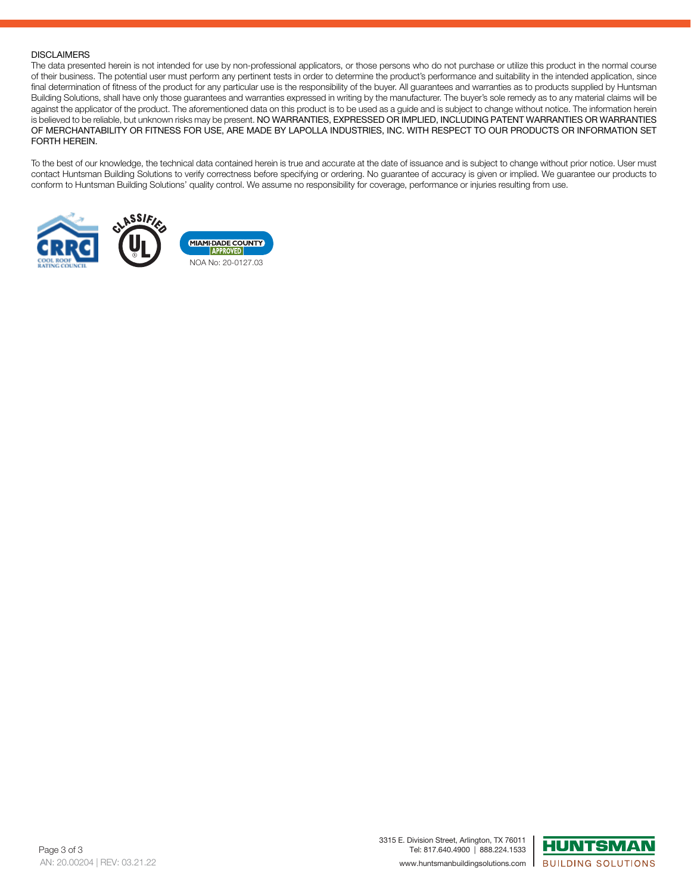DISCLAIMERS

The data presented herein is not intended for use by non-professional applicators, or those persons who do not purchase or utilize this product in the normal course of their business. The potential user must perform any pertinent tests in order to determine the product's performance and suitability in the intended application, since final determination of fitness of the product for any particular use is the responsibility of the buyer. All guarantees and warranties as to products supplied by Huntsman Building Solutions, shall have only those guarantees and warranties expressed in writing by the manufacturer. The buyer's sole remedy as to any material claims will be against the applicator of the product. The aforementioned data on this product is to be used as a guide and is subject to change without notice. The information herein is believed to be reliable, but unknown risks may be present. NO WARRANTIES, EXPRESSED OR IMPLIED, INCLUDING PATENT WARRANTIES OR WARRANTIES OF MERCHANTABILITY OR FITNESS FOR USE, ARE MADE BY LAPOLLA INDUSTRIES, INC. WITH RESPECT TO OUR PRODUCTS OR INFORMATION SET FORTH HEREIN.

To the best of our knowledge, the technical data contained herein is true and accurate at the date of issuance and is subject to change without prior notice. User must contact Huntsman Building Solutions to verify correctness before specifying or ordering. No guarantee of accuracy is given or implied. We guarantee our products to conform to Huntsman Building Solutions' quality control. We assume no responsibility for coverage, performance or injuries resulting from use.

CRRC COOL ROOF RATING COUNCIL

CLASSIFIED UL

MIAMI-DADE COUNTY APPROVED

NOA No: 20-0127.03

AN: 20.00204 | REV: 03.21.22

3315 E. Division Street, Arlington, TX 76011
Tel: 817.640.4900 | 888.224.1533
www.huntsmanbuildingsolutions.com

HUNTSMAN BUILDING SOLUTIONS